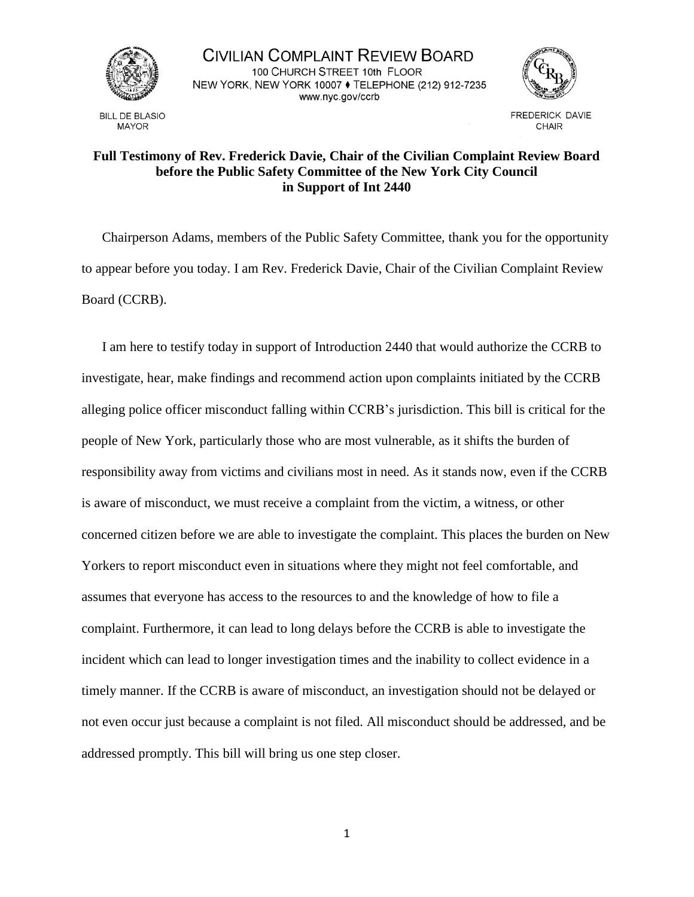CIVILIAN COMPLAINT REVIEW BOARD
100 CHURCH STREET 10th FLOOR
NEW YORK, NEW YORK 10007 ♦ TELEPHONE (212) 912-7235
www.nyc.gov/ccrb

BILL DE BLASIO
MAYOR

FREDERICK DAVIE
CHAIR

**Full Testimony of Rev. Frederick Davie, Chair of the Civilian Complaint Review Board before the Public Safety Committee of the New York City Council in Support of Int 2440**

Chairperson Adams, members of the Public Safety Committee, thank you for the opportunity to appear before you today. I am Rev. Frederick Davie, Chair of the Civilian Complaint Review Board (CCRB).

I am here to testify today in support of Introduction 2440 that would authorize the CCRB to investigate, hear, make findings and recommend action upon complaints initiated by the CCRB alleging police officer misconduct falling within CCRB's jurisdiction. This bill is critical for the people of New York, particularly those who are most vulnerable, as it shifts the burden of responsibility away from victims and civilians most in need. As it stands now, even if the CCRB is aware of misconduct, we must receive a complaint from the victim, a witness, or other concerned citizen before we are able to investigate the complaint. This places the burden on New Yorkers to report misconduct even in situations where they might not feel comfortable, and assumes that everyone has access to the resources to and the knowledge of how to file a complaint. Furthermore, it can lead to long delays before the CCRB is able to investigate the incident which can lead to longer investigation times and the inability to collect evidence in a timely manner. If the CCRB is aware of misconduct, an investigation should not be delayed or not even occur just because a complaint is not filed. All misconduct should be addressed, and be addressed promptly. This bill will bring us one step closer.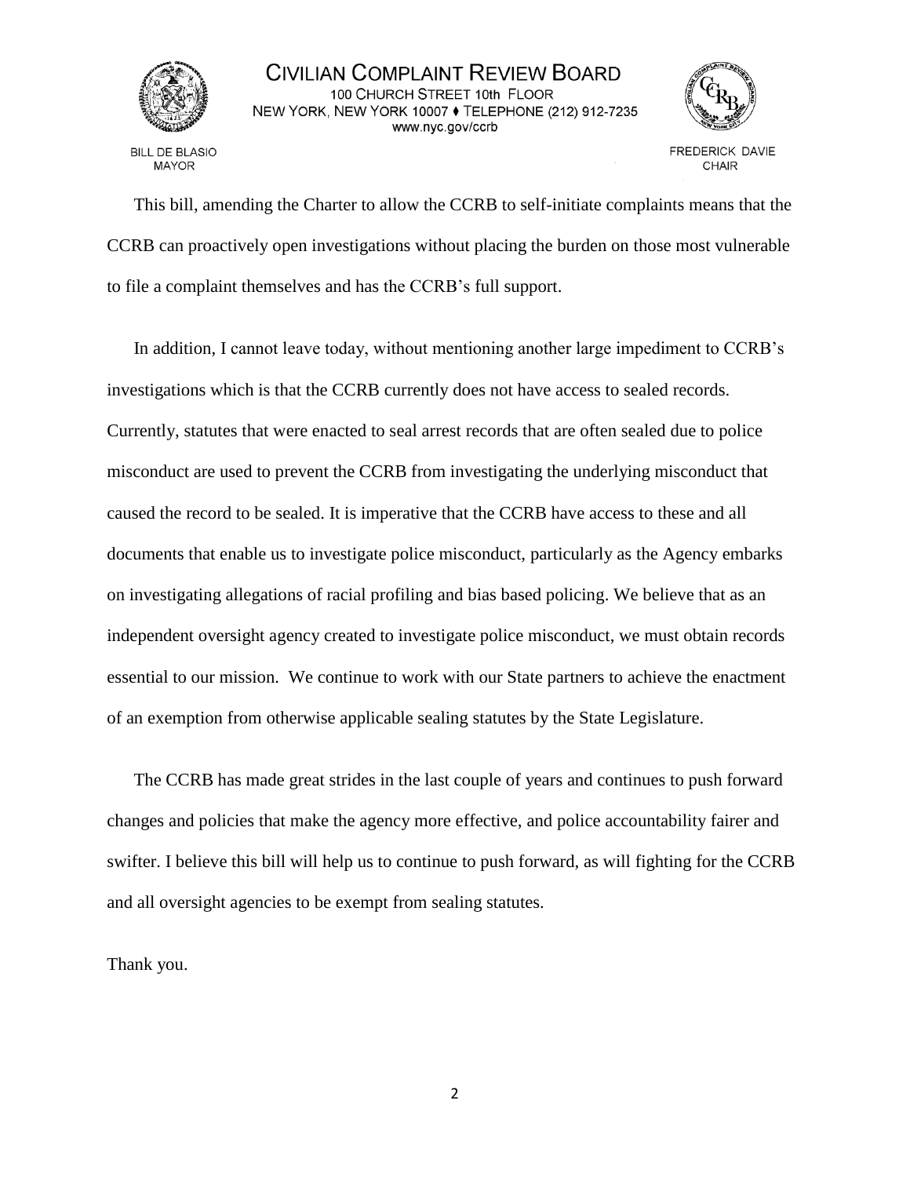CIVILIAN COMPLAINT REVIEW BOARD
100 CHURCH STREET 10th FLOOR
NEW YORK, NEW YORK 10007 ♦ TELEPHONE (212) 912-7235
www.nyc.gov/ccrb

BILL DE BLASIO
MAYOR

FREDERICK DAVIE
CHAIR

This bill, amending the Charter to allow the CCRB to self-initiate complaints means that the CCRB can proactively open investigations without placing the burden on those most vulnerable to file a complaint themselves and has the CCRB's full support.

In addition, I cannot leave today, without mentioning another large impediment to CCRB's investigations which is that the CCRB currently does not have access to sealed records. Currently, statutes that were enacted to seal arrest records that are often sealed due to police misconduct are used to prevent the CCRB from investigating the underlying misconduct that caused the record to be sealed. It is imperative that the CCRB have access to these and all documents that enable us to investigate police misconduct, particularly as the Agency embarks on investigating allegations of racial profiling and bias based policing. We believe that as an independent oversight agency created to investigate police misconduct, we must obtain records essential to our mission. We continue to work with our State partners to achieve the enactment of an exemption from otherwise applicable sealing statutes by the State Legislature.

The CCRB has made great strides in the last couple of years and continues to push forward changes and policies that make the agency more effective, and police accountability fairer and swifter. I believe this bill will help us to continue to push forward, as will fighting for the CCRB and all oversight agencies to be exempt from sealing statutes.

Thank you.